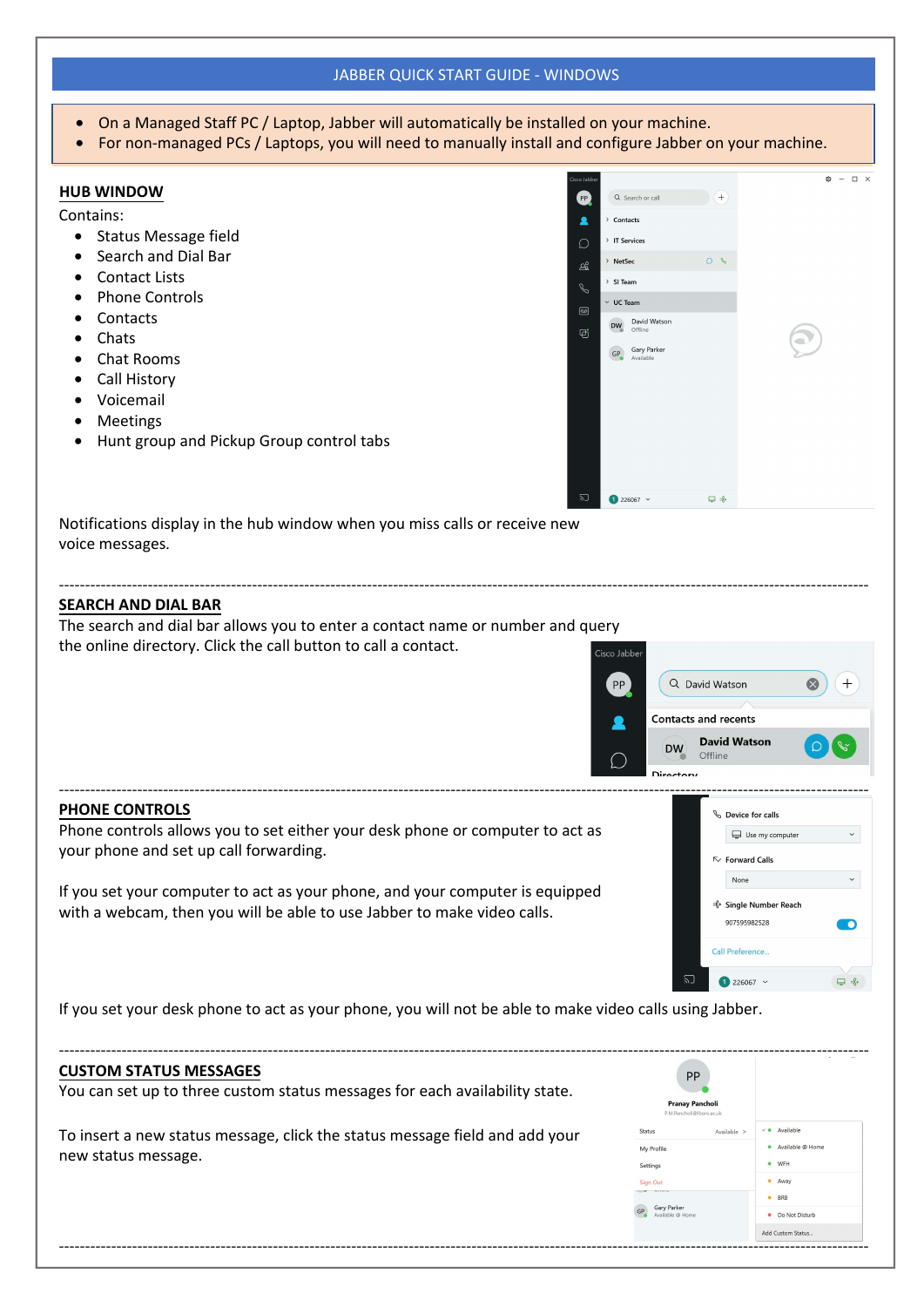# JABBER QUICK START GUIDE - WINDOWS

- On a Managed Staff PC / Laptop, Jabber will automatically be installed on your machine.
- For non-managed PCs / Laptops, you will need to manually install and configure Jabber on your machine.

## HUB WINDOW

Contains:

- Status Message field
- Search and Dial Bar
- Contact Lists
- Phone Controls
- Contacts
- Chats
- Chat Rooms
- Call History
- Voicemail
- Meetings
- Hunt group and Pickup Group control tabs

Notifications display in the hub window when you miss calls or receive new voice messages.

---

## SEARCH AND DIAL BAR

The search and dial bar allows you to enter a contact name or number and query the online directory. Click the call button to call a contact.

---

## PHONE CONTROLS

Phone controls allows you to set either your desk phone or computer to act as your phone and set up call forwarding.

If you set your computer to act as your phone, and your computer is equipped with a webcam, then you will be able to use Jabber to make video calls.

If you set your desk phone to act as your phone, you will not be able to make video calls using Jabber.

---

## CUSTOM STATUS MESSAGES

You can set up to three custom status messages for each availability state.

To insert a new status message, click the status message field and add your new status message.

---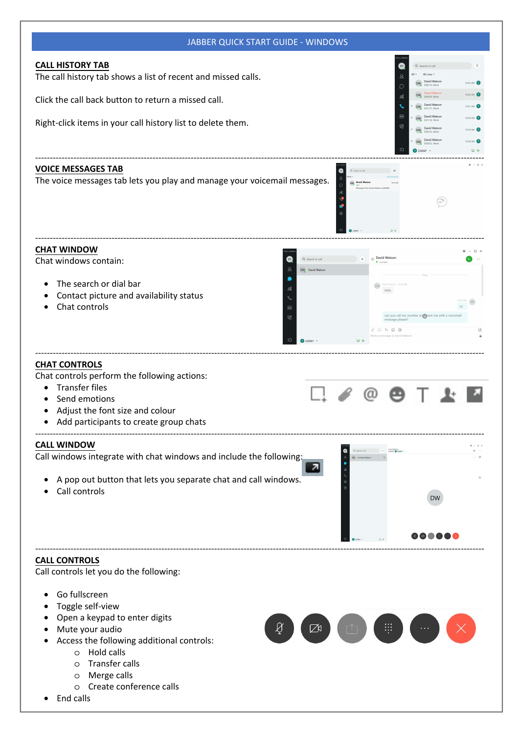# JABBER QUICK START GUIDE - WINDOWS

## CALL HISTORY TAB

The call history tab shows a list of recent and missed calls.

Click the call back button to return a missed call.

Right-click items in your call history list to delete them.

---

## VOICE MESSAGES TAB

The voice messages tab lets you play and manage your voicemail messages.

---

## CHAT WINDOW

Chat windows contain:

- The search or dial bar
- Contact picture and availability status
- Chat controls

---

## CHAT CONTROLS

Chat controls perform the following actions:

- Transfer files
- Send emotions
- Adjust the font size and colour
- Add participants to create group chats

---

## CALL WINDOW

Call windows integrate with chat windows and include the following:

- A pop out button that lets you separate chat and call windows.
- Call controls

---

## CALL CONTROLS

Call controls let you do the following:

- Go fullscreen
- Toggle self-view
- Open a keypad to enter digits
- Mute your audio
- Access the following additional controls:
  - Hold calls
  - Transfer calls
  - Merge calls
  - Create conference calls
- End calls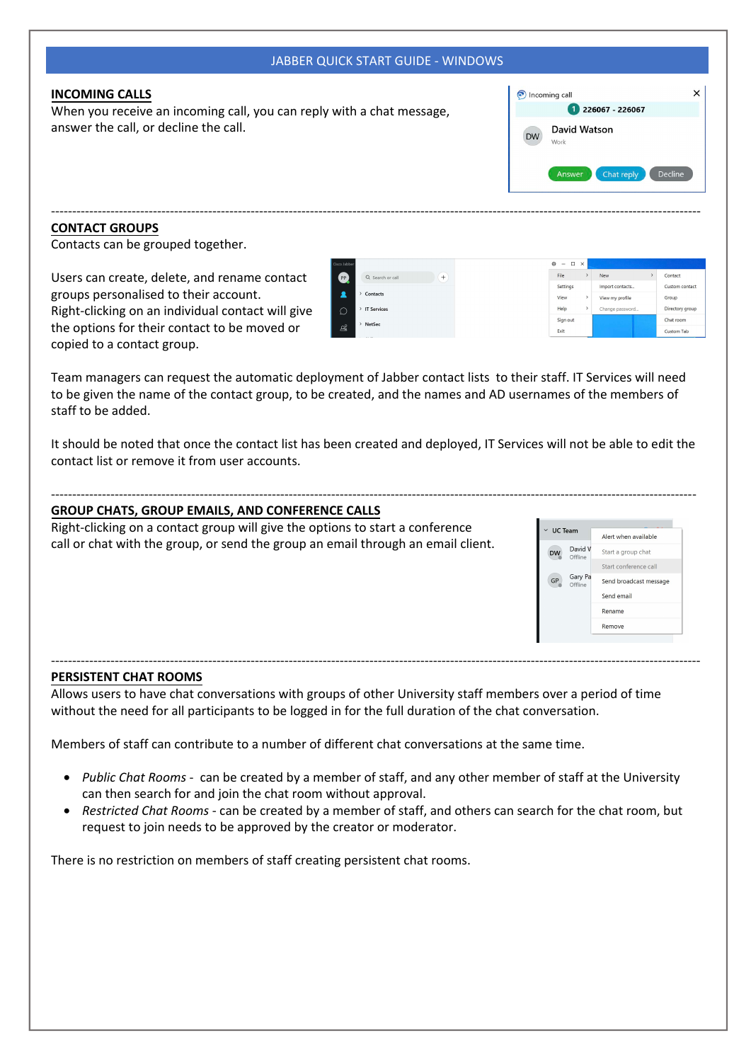JABBER QUICK START GUIDE - WINDOWS

## INCOMING CALLS

When you receive an incoming call, you can reply with a chat message, answer the call, or decline the call.

---

## CONTACT GROUPS

Contacts can be grouped together.

Users can create, delete, and rename contact groups personalised to their account. Right-clicking on an individual contact will give the options for their contact to be moved or copied to a contact group.

Team managers can request the automatic deployment of Jabber contact lists to their staff. IT Services will need to be given the name of the contact group, to be created, and the names and AD usernames of the members of staff to be added.

It should be noted that once the contact list has been created and deployed, IT Services will not be able to edit the contact list or remove it from user accounts.

---

## GROUP CHATS, GROUP EMAILS, AND CONFERENCE CALLS

Right-clicking on a contact group will give the options to start a conference call or chat with the group, or send the group an email through an email client.

---

## PERSISTENT CHAT ROOMS

Allows users to have chat conversations with groups of other University staff members over a period of time without the need for all participants to be logged in for the full duration of the chat conversation.

Members of staff can contribute to a number of different chat conversations at the same time.

- *Public Chat Rooms* - can be created by a member of staff, and any other member of staff at the University can then search for and join the chat room without approval.
- *Restricted Chat Rooms* - can be created by a member of staff, and others can search for the chat room, but request to join needs to be approved by the creator or moderator.

There is no restriction on members of staff creating persistent chat rooms.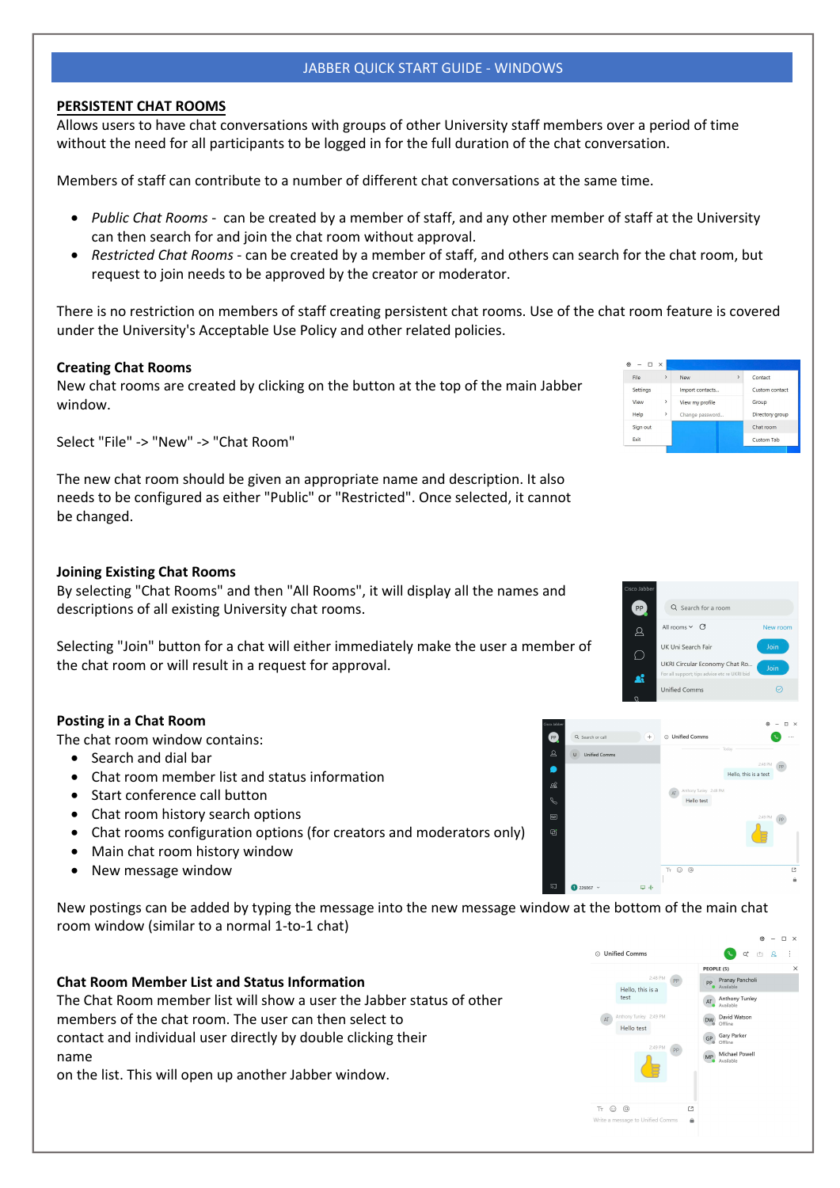## PERSISTENT CHAT ROOMS

Allows users to have chat conversations with groups of other University staff members over a period of time without the need for all participants to be logged in for the full duration of the chat conversation.

Members of staff can contribute to a number of different chat conversations at the same time.

- *Public Chat Rooms* - can be created by a member of staff, and any other member of staff at the University can then search for and join the chat room without approval.
- *Restricted Chat Rooms* - can be created by a member of staff, and others can search for the chat room, but request to join needs to be approved by the creator or moderator.

There is no restriction on members of staff creating persistent chat rooms. Use of the chat room feature is covered under the University's Acceptable Use Policy and other related policies.

### Creating Chat Rooms

New chat rooms are created by clicking on the button at the top of the main Jabber window.

Select "File" -> "New" -> "Chat Room"

The new chat room should be given an appropriate name and description. It also needs to be configured as either "Public" or "Restricted". Once selected, it cannot be changed.

### Joining Existing Chat Rooms

By selecting "Chat Rooms" and then "All Rooms", it will display all the names and descriptions of all existing University chat rooms.

Selecting "Join" button for a chat will either immediately make the user a member of the chat room or will result in a request for approval.

### Posting in a Chat Room

The chat room window contains:

- Search and dial bar
- Chat room member list and status information
- Start conference call button
- Chat room history search options
- Chat rooms configuration options (for creators and moderators only)
- Main chat room history window
- New message window

New postings can be added by typing the message into the new message window at the bottom of the main chat room window (similar to a normal 1-to-1 chat)

### Chat Room Member List and Status Information

The Chat Room member list will show a user the Jabber status of other members of the chat room. The user can then select to contact and individual user directly by double clicking their name on the list. This will open up another Jabber window.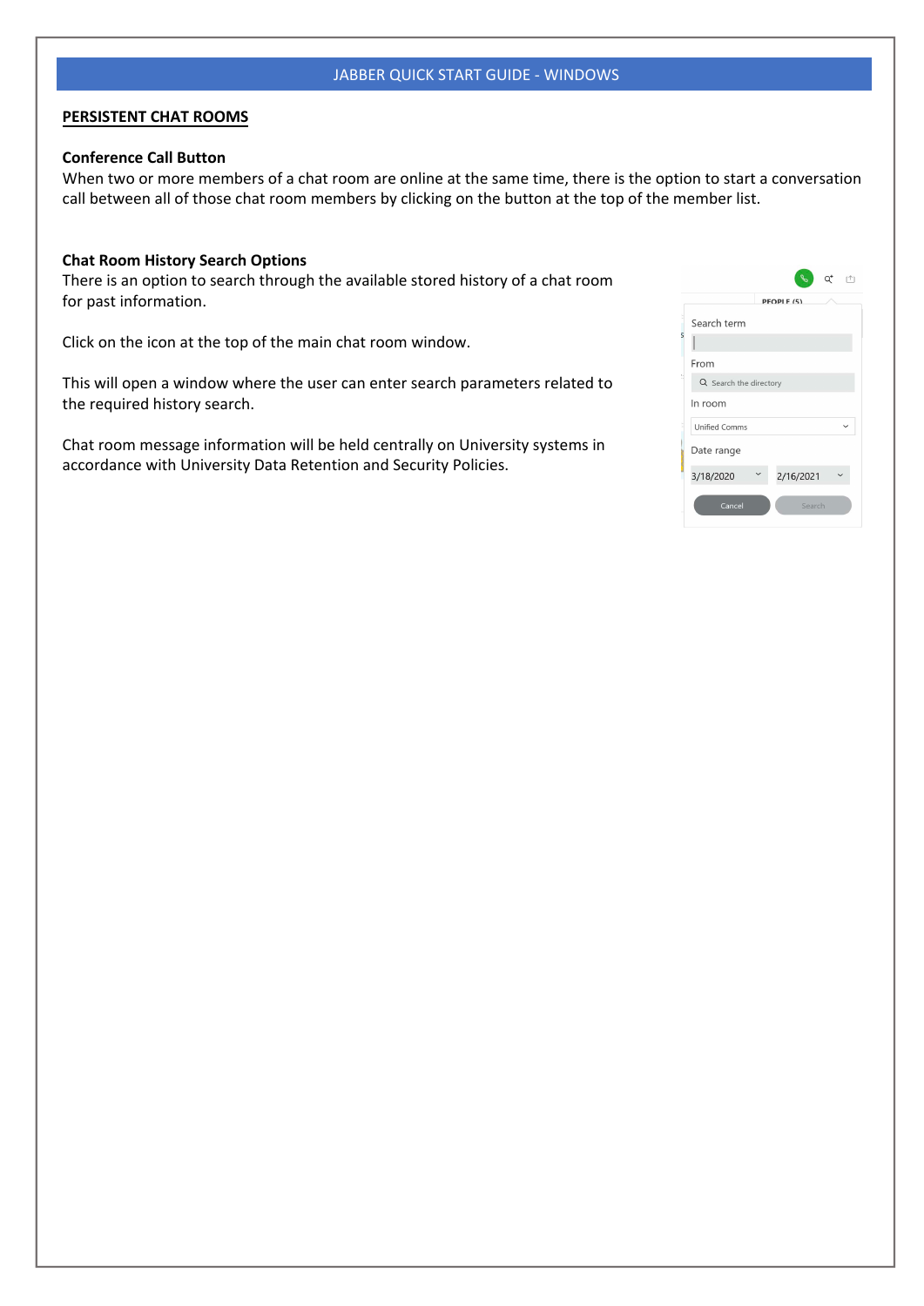## PERSISTENT CHAT ROOMS

### Conference Call Button

When two or more members of a chat room are online at the same time, there is the option to start a conversation call between all of those chat room members by clicking on the button at the top of the member list.

### Chat Room History Search Options

There is an option to search through the available stored history of a chat room for past information.

Click on the icon at the top of the main chat room window.

This will open a window where the user can enter search parameters related to the required history search.

Chat room message information will be held centrally on University systems in accordance with University Data Retention and Security Policies.

PEOPLE (5)

Search term

From

Search the directory

In room

Unified Comms

Date range

3/18/2020

2/16/2021

Cancel

Search